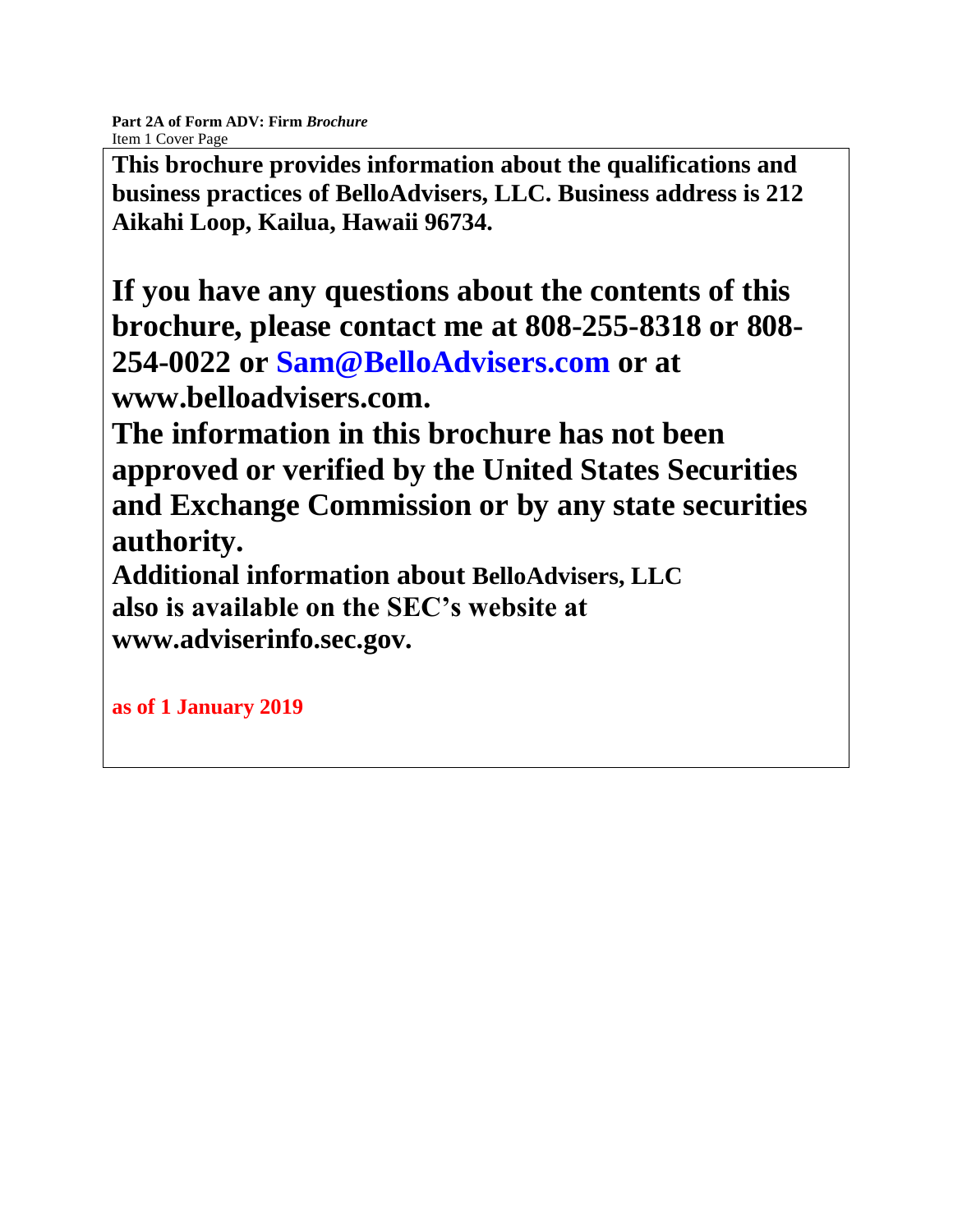**Part 2A of Form ADV: Firm *Brochure***
Item 1 Cover Page

**This brochure provides information about the qualifications and business practices of BelloAdvisers, LLC. Business address is 212 Aikahi Loop, Kailua, Hawaii 96734.**

**If you have any questions about the contents of this brochure, please contact me at 808-255-8318 or 808-254-0022 or Sam@BelloAdvisers.com or at www.belloadvisers.com.**

**The information in this brochure has not been approved or verified by the United States Securities and Exchange Commission or by any state securities authority.**

**Additional information about BelloAdvisers, LLC also is available on the SEC's website at www.adviserinfo.sec.gov.**

**as of 1 January 2019**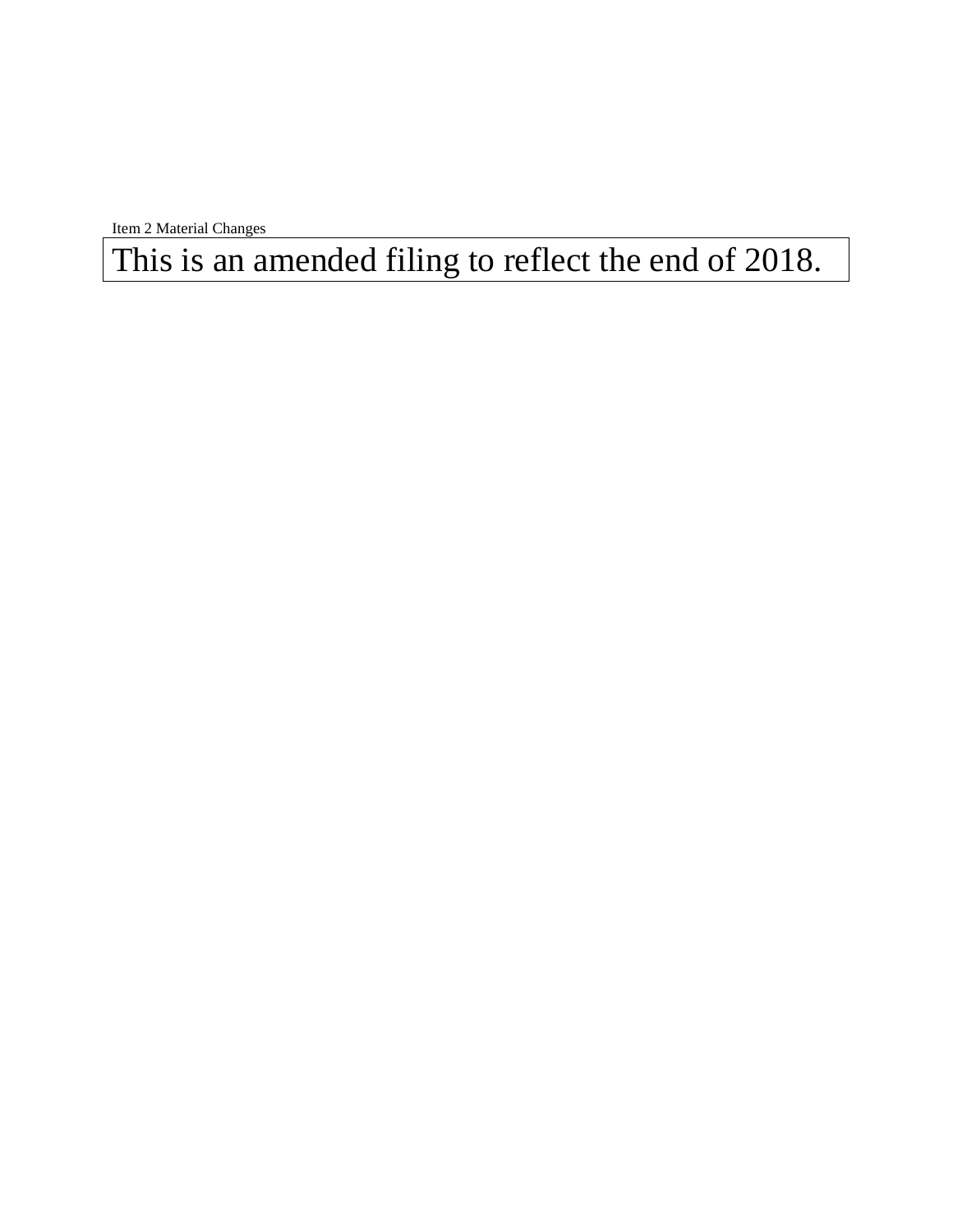Item 2 Material Changes

| This is an amended filing to reflect the end of 2018. |
| --- |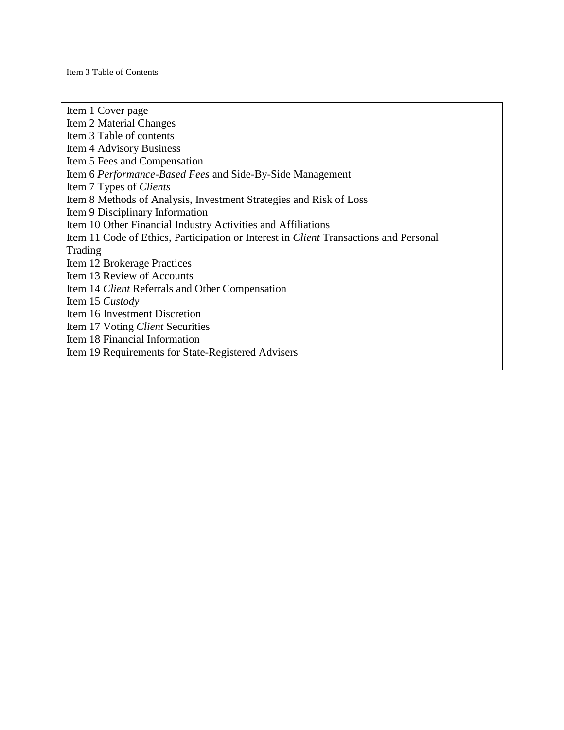Item 3 Table of Contents

Item 1 Cover page
Item 2 Material Changes
Item 3 Table of contents
Item 4 Advisory Business
Item 5 Fees and Compensation
Item 6 *Performance-Based Fees* and Side-By-Side Management
Item 7 Types of *Clients*
Item 8 Methods of Analysis, Investment Strategies and Risk of Loss
Item 9 Disciplinary Information
Item 10 Other Financial Industry Activities and Affiliations
Item 11 Code of Ethics, Participation or Interest in *Client* Transactions and Personal Trading
Item 12 Brokerage Practices
Item 13 Review of Accounts
Item 14 *Client* Referrals and Other Compensation
Item 15 *Custody*
Item 16 Investment Discretion
Item 17 Voting *Client* Securities
Item 18 Financial Information
Item 19 Requirements for State-Registered Advisers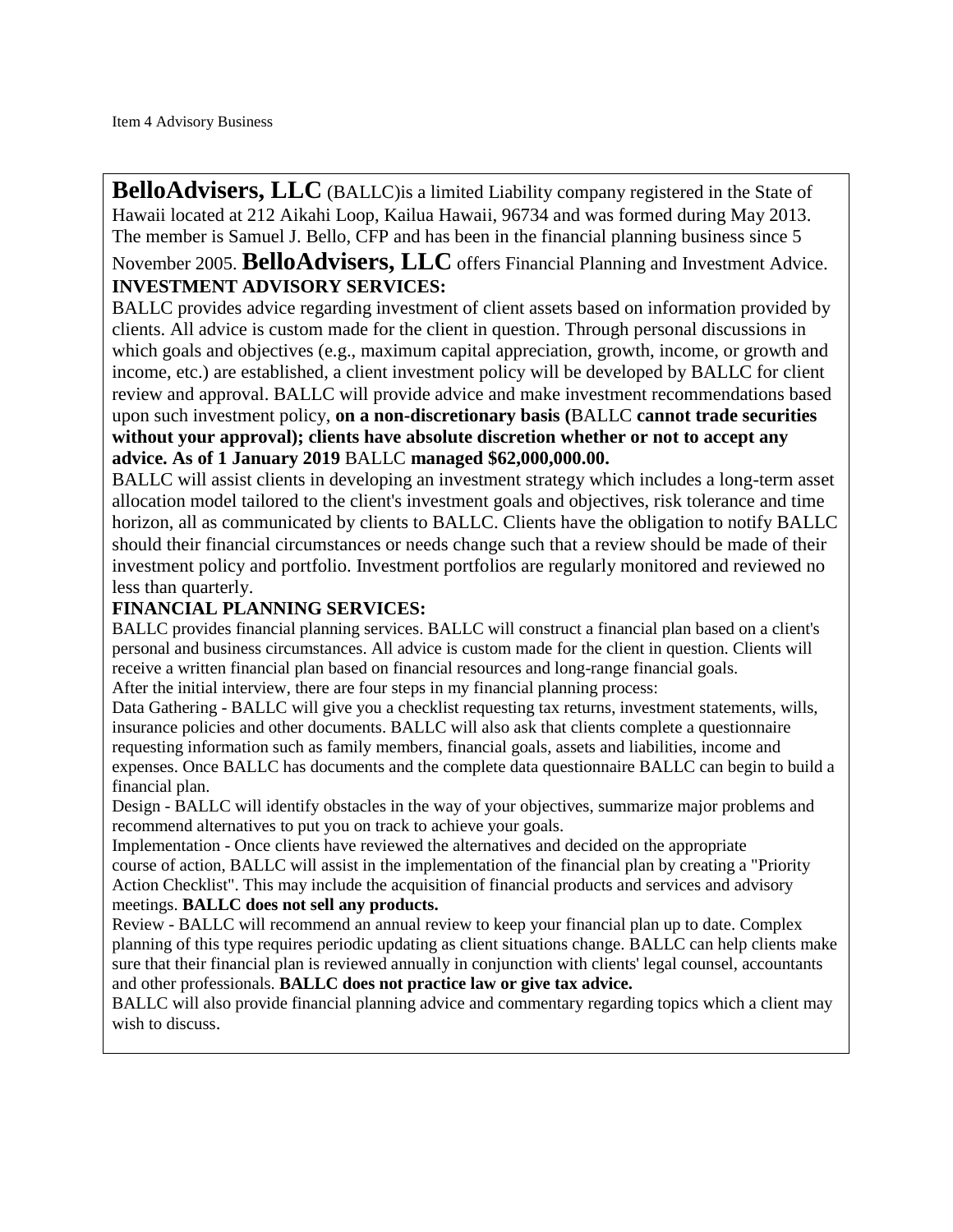## Item 4 Advisory Business

**BelloAdvisers, LLC** (BALLC)is a limited Liability company registered in the State of Hawaii located at 212 Aikahi Loop, Kailua Hawaii, 96734 and was formed during May 2013. The member is Samuel J. Bello, CFP and has been in the financial planning business since 5 November 2005. **BelloAdvisers, LLC** offers Financial Planning and Investment Advice.

**INVESTMENT ADVISORY SERVICES:**

BALLC provides advice regarding investment of client assets based on information provided by clients. All advice is custom made for the client in question. Through personal discussions in which goals and objectives (e.g., maximum capital appreciation, growth, income, or growth and income, etc.) are established, a client investment policy will be developed by BALLC for client review and approval. BALLC will provide advice and make investment recommendations based upon such investment policy, **on a non-discretionary basis (**BALLC **cannot trade securities without your approval); clients have absolute discretion whether or not to accept any advice. As of 1 January 2019** BALLC **managed $62,000,000.00.**

BALLC will assist clients in developing an investment strategy which includes a long-term asset allocation model tailored to the client's investment goals and objectives, risk tolerance and time horizon, all as communicated by clients to BALLC. Clients have the obligation to notify BALLC should their financial circumstances or needs change such that a review should be made of their investment policy and portfolio. Investment portfolios are regularly monitored and reviewed no less than quarterly.

**FINANCIAL PLANNING SERVICES:**

BALLC provides financial planning services. BALLC will construct a financial plan based on a client's personal and business circumstances. All advice is custom made for the client in question. Clients will receive a written financial plan based on financial resources and long-range financial goals.

After the initial interview, there are four steps in my financial planning process:

Data Gathering - BALLC will give you a checklist requesting tax returns, investment statements, wills, insurance policies and other documents. BALLC will also ask that clients complete a questionnaire requesting information such as family members, financial goals, assets and liabilities, income and expenses. Once BALLC has documents and the complete data questionnaire BALLC can begin to build a financial plan.

Design - BALLC will identify obstacles in the way of your objectives, summarize major problems and recommend alternatives to put you on track to achieve your goals.

Implementation - Once clients have reviewed the alternatives and decided on the appropriate course of action, BALLC will assist in the implementation of the financial plan by creating a "Priority Action Checklist". This may include the acquisition of financial products and services and advisory meetings. **BALLC does not sell any products.**

Review - BALLC will recommend an annual review to keep your financial plan up to date. Complex planning of this type requires periodic updating as client situations change. BALLC can help clients make sure that their financial plan is reviewed annually in conjunction with clients' legal counsel, accountants and other professionals. **BALLC does not practice law or give tax advice.**

BALLC will also provide financial planning advice and commentary regarding topics which a client may wish to discuss.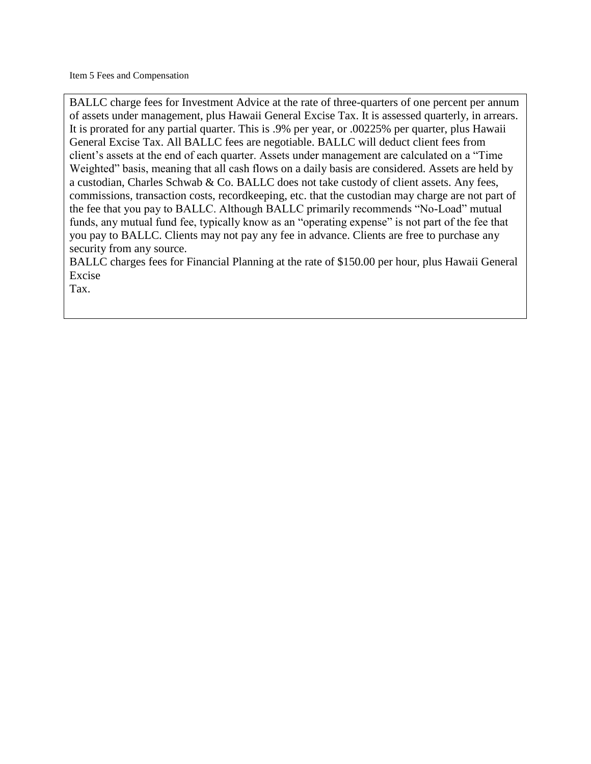Item 5 Fees and Compensation

BALLC charge fees for Investment Advice at the rate of three-quarters of one percent per annum of assets under management, plus Hawaii General Excise Tax. It is assessed quarterly, in arrears. It is prorated for any partial quarter. This is .9% per year, or .00225% per quarter, plus Hawaii General Excise Tax. All BALLC fees are negotiable. BALLC will deduct client fees from client's assets at the end of each quarter. Assets under management are calculated on a "Time Weighted" basis, meaning that all cash flows on a daily basis are considered. Assets are held by a custodian, Charles Schwab & Co. BALLC does not take custody of client assets. Any fees, commissions, transaction costs, recordkeeping, etc. that the custodian may charge are not part of the fee that you pay to BALLC. Although BALLC primarily recommends "No-Load" mutual funds, any mutual fund fee, typically know as an "operating expense" is not part of the fee that you pay to BALLC. Clients may not pay any fee in advance. Clients are free to purchase any security from any source.

BALLC charges fees for Financial Planning at the rate of $150.00 per hour, plus Hawaii General Excise Tax.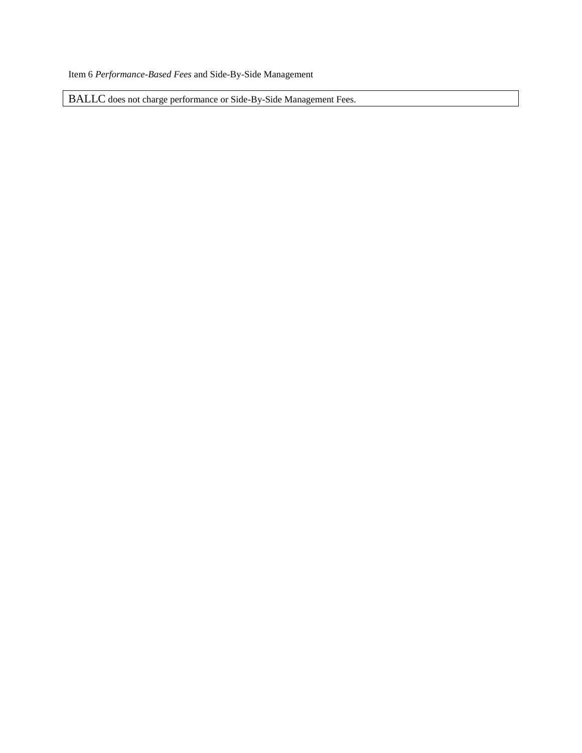## Item 6 *Performance-Based Fees* and Side-By-Side Management

| BALLC does not charge performance or Side-By-Side Management Fees. |
| --- |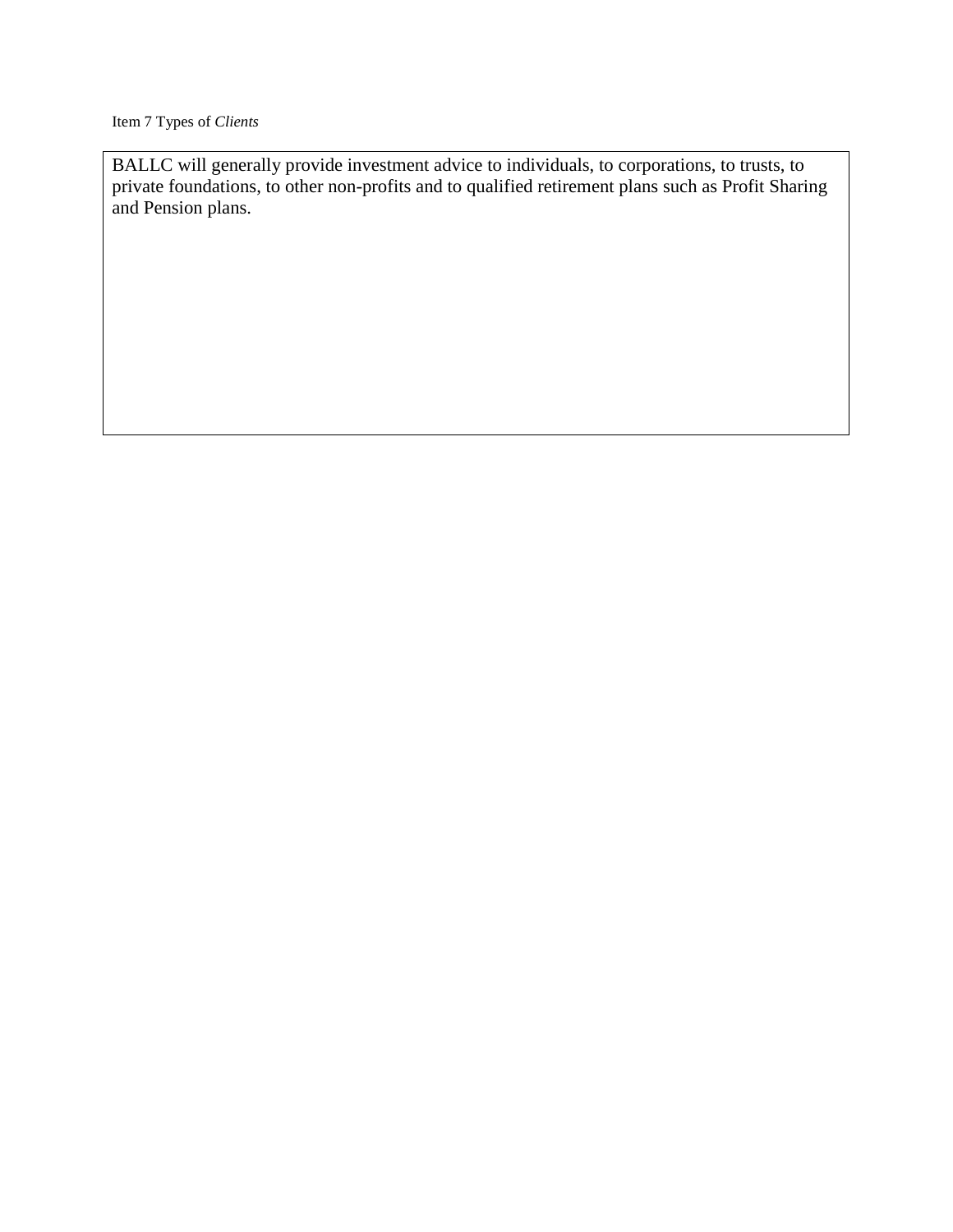Item 7 Types of *Clients*

BALLC will generally provide investment advice to individuals, to corporations, to trusts, to private foundations, to other non-profits and to qualified retirement plans such as Profit Sharing and Pension plans.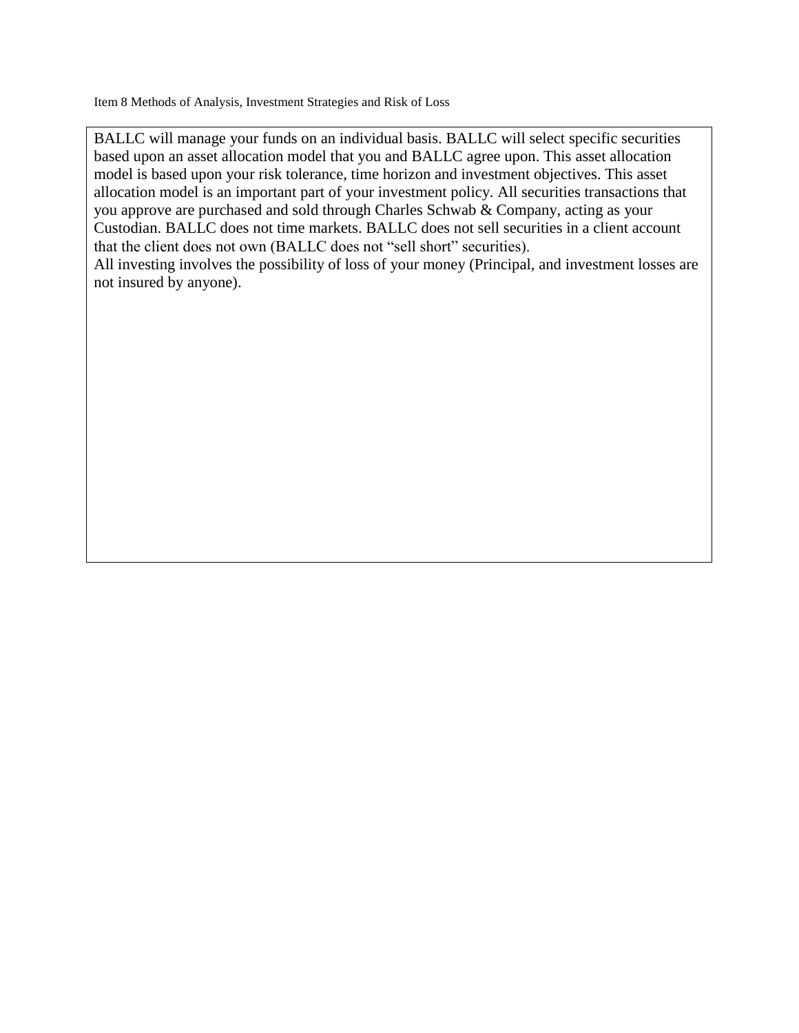## Item 8 Methods of Analysis, Investment Strategies and Risk of Loss

BALLC will manage your funds on an individual basis. BALLC will select specific securities based upon an asset allocation model that you and BALLC agree upon. This asset allocation model is based upon your risk tolerance, time horizon and investment objectives. This asset allocation model is an important part of your investment policy. All securities transactions that you approve are purchased and sold through Charles Schwab & Company, acting as your Custodian. BALLC does not time markets. BALLC does not sell securities in a client account that the client does not own (BALLC does not "sell short" securities).

All investing involves the possibility of loss of your money (Principal, and investment losses are not insured by anyone).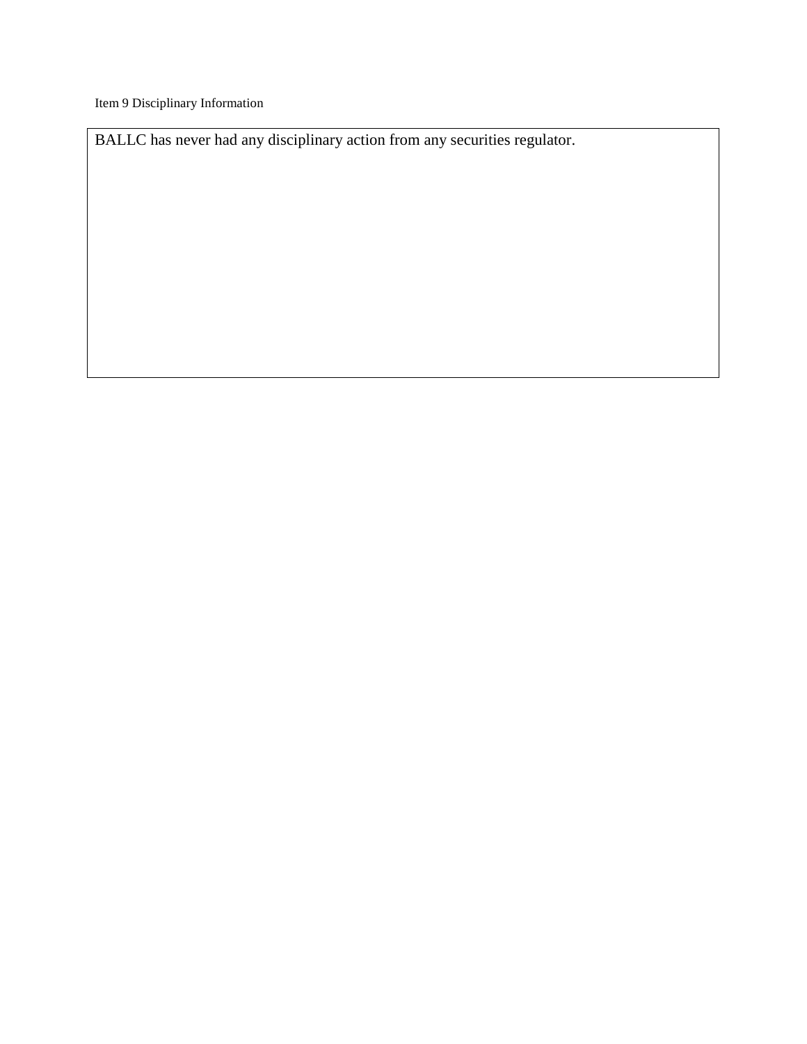Item 9 Disciplinary Information

BALLC has never had any disciplinary action from any securities regulator.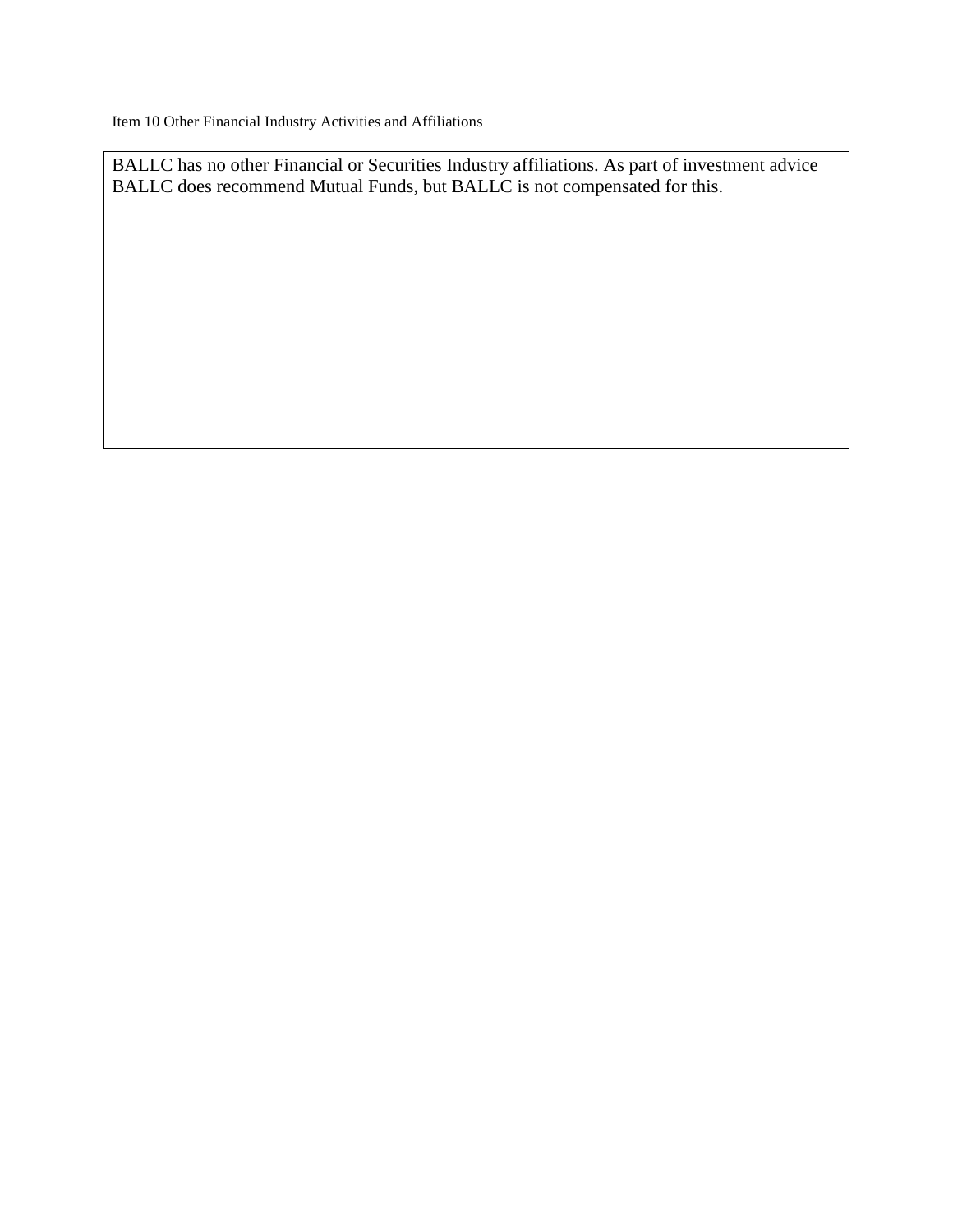## Item 10 Other Financial Industry Activities and Affiliations

BALLC has no other Financial or Securities Industry affiliations. As part of investment advice BALLC does recommend Mutual Funds, but BALLC is not compensated for this.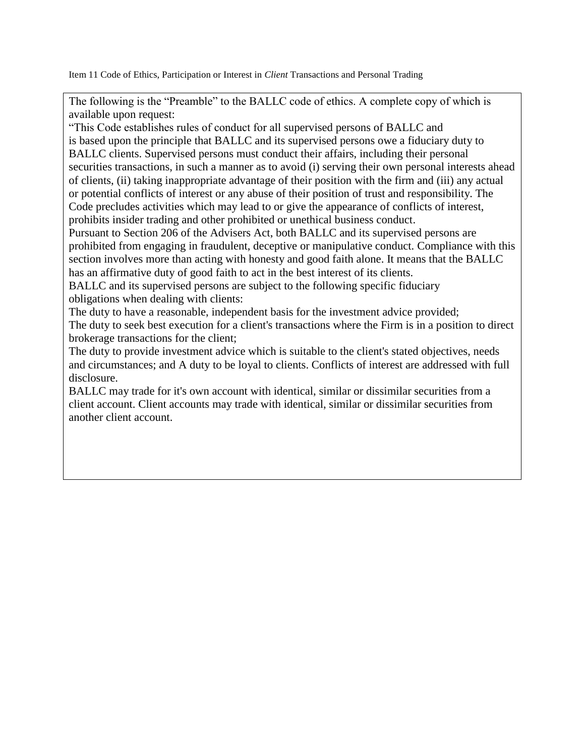Item 11 Code of Ethics, Participation or Interest in *Client* Transactions and Personal Trading

The following is the "Preamble" to the BALLC code of ethics. A complete copy of which is available upon request:

"This Code establishes rules of conduct for all supervised persons of BALLC and is based upon the principle that BALLC and its supervised persons owe a fiduciary duty to BALLC clients. Supervised persons must conduct their affairs, including their personal securities transactions, in such a manner as to avoid (i) serving their own personal interests ahead of clients, (ii) taking inappropriate advantage of their position with the firm and (iii) any actual or potential conflicts of interest or any abuse of their position of trust and responsibility. The Code precludes activities which may lead to or give the appearance of conflicts of interest, prohibits insider trading and other prohibited or unethical business conduct.

Pursuant to Section 206 of the Advisers Act, both BALLC and its supervised persons are prohibited from engaging in fraudulent, deceptive or manipulative conduct. Compliance with this section involves more than acting with honesty and good faith alone. It means that the BALLC has an affirmative duty of good faith to act in the best interest of its clients.

BALLC and its supervised persons are subject to the following specific fiduciary obligations when dealing with clients:

The duty to have a reasonable, independent basis for the investment advice provided;

The duty to seek best execution for a client's transactions where the Firm is in a position to direct brokerage transactions for the client;

The duty to provide investment advice which is suitable to the client's stated objectives, needs and circumstances; and A duty to be loyal to clients. Conflicts of interest are addressed with full disclosure.

BALLC may trade for it's own account with identical, similar or dissimilar securities from a client account. Client accounts may trade with identical, similar or dissimilar securities from another client account.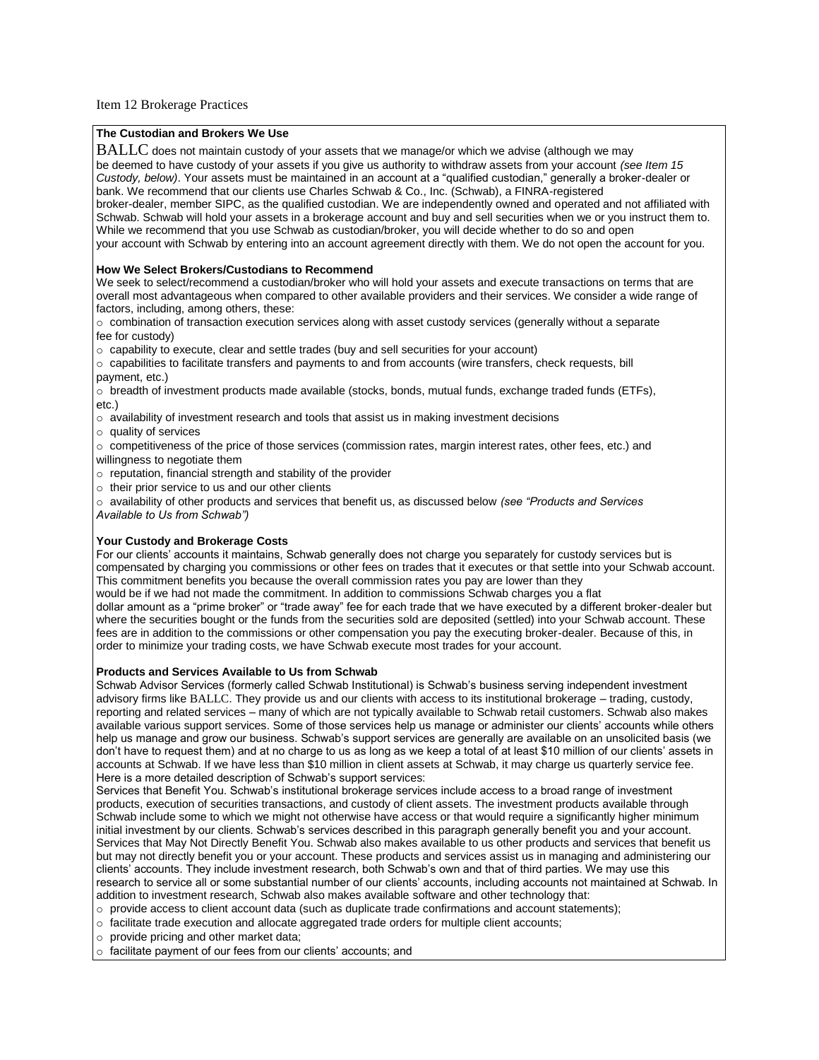Item 12 Brokerage Practices

**The Custodian and Brokers We Use**

BALLC does not maintain custody of your assets that we manage/or which we advise (although we may be deemed to have custody of your assets if you give us authority to withdraw assets from your account *(see Item 15 Custody, below)*. Your assets must be maintained in an account at a "qualified custodian," generally a broker-dealer or bank. We recommend that our clients use Charles Schwab & Co., Inc. (Schwab), a FINRA-registered broker-dealer, member SIPC, as the qualified custodian. We are independently owned and operated and not affiliated with Schwab. Schwab will hold your assets in a brokerage account and buy and sell securities when we or you instruct them to. While we recommend that you use Schwab as custodian/broker, you will decide whether to do so and open your account with Schwab by entering into an account agreement directly with them. We do not open the account for you.

**How We Select Brokers/Custodians to Recommend**

We seek to select/recommend a custodian/broker who will hold your assets and execute transactions on terms that are overall most advantageous when compared to other available providers and their services. We consider a wide range of factors, including, among others, these:

- combination of transaction execution services along with asset custody services (generally without a separate fee for custody)
- capability to execute, clear and settle trades (buy and sell securities for your account)
- capabilities to facilitate transfers and payments to and from accounts (wire transfers, check requests, bill payment, etc.)
- breadth of investment products made available (stocks, bonds, mutual funds, exchange traded funds (ETFs), etc.)
- availability of investment research and tools that assist us in making investment decisions
- quality of services
- competitiveness of the price of those services (commission rates, margin interest rates, other fees, etc.) and willingness to negotiate them
- reputation, financial strength and stability of the provider
- their prior service to us and our other clients
- availability of other products and services that benefit us, as discussed below *(see "Products and Services Available to Us from Schwab")*

**Your Custody and Brokerage Costs**

For our clients' accounts it maintains, Schwab generally does not charge you separately for custody services but is compensated by charging you commissions or other fees on trades that it executes or that settle into your Schwab account. This commitment benefits you because the overall commission rates you pay are lower than they would be if we had not made the commitment. In addition to commissions Schwab charges you a flat dollar amount as a "prime broker" or "trade away" fee for each trade that we have executed by a different broker-dealer but where the securities bought or the funds from the securities sold are deposited (settled) into your Schwab account. These fees are in addition to the commissions or other compensation you pay the executing broker-dealer. Because of this, in order to minimize your trading costs, we have Schwab execute most trades for your account.

**Products and Services Available to Us from Schwab**

Schwab Advisor Services (formerly called Schwab Institutional) is Schwab's business serving independent investment advisory firms like BALLC. They provide us and our clients with access to its institutional brokerage – trading, custody, reporting and related services – many of which are not typically available to Schwab retail customers. Schwab also makes available various support services. Some of those services help us manage or administer our clients' accounts while others help us manage and grow our business. Schwab's support services are generally are available on an unsolicited basis (we don't have to request them) and at no charge to us as long as we keep a total of at least $10 million of our clients' assets in accounts at Schwab. If we have less than $10 million in client assets at Schwab, it may charge us quarterly service fee. Here is a more detailed description of Schwab's support services:

Services that Benefit You. Schwab's institutional brokerage services include access to a broad range of investment products, execution of securities transactions, and custody of client assets. The investment products available through Schwab include some to which we might not otherwise have access or that would require a significantly higher minimum initial investment by our clients. Schwab's services described in this paragraph generally benefit you and your account.

Services that May Not Directly Benefit You. Schwab also makes available to us other products and services that benefit us but may not directly benefit you or your account. These products and services assist us in managing and administering our clients' accounts. They include investment research, both Schwab's own and that of third parties. We may use this research to service all or some substantial number of our clients' accounts, including accounts not maintained at Schwab. In addition to investment research, Schwab also makes available software and other technology that:

- provide access to client account data (such as duplicate trade confirmations and account statements);
- facilitate trade execution and allocate aggregated trade orders for multiple client accounts;
- provide pricing and other market data;
- facilitate payment of our fees from our clients' accounts; and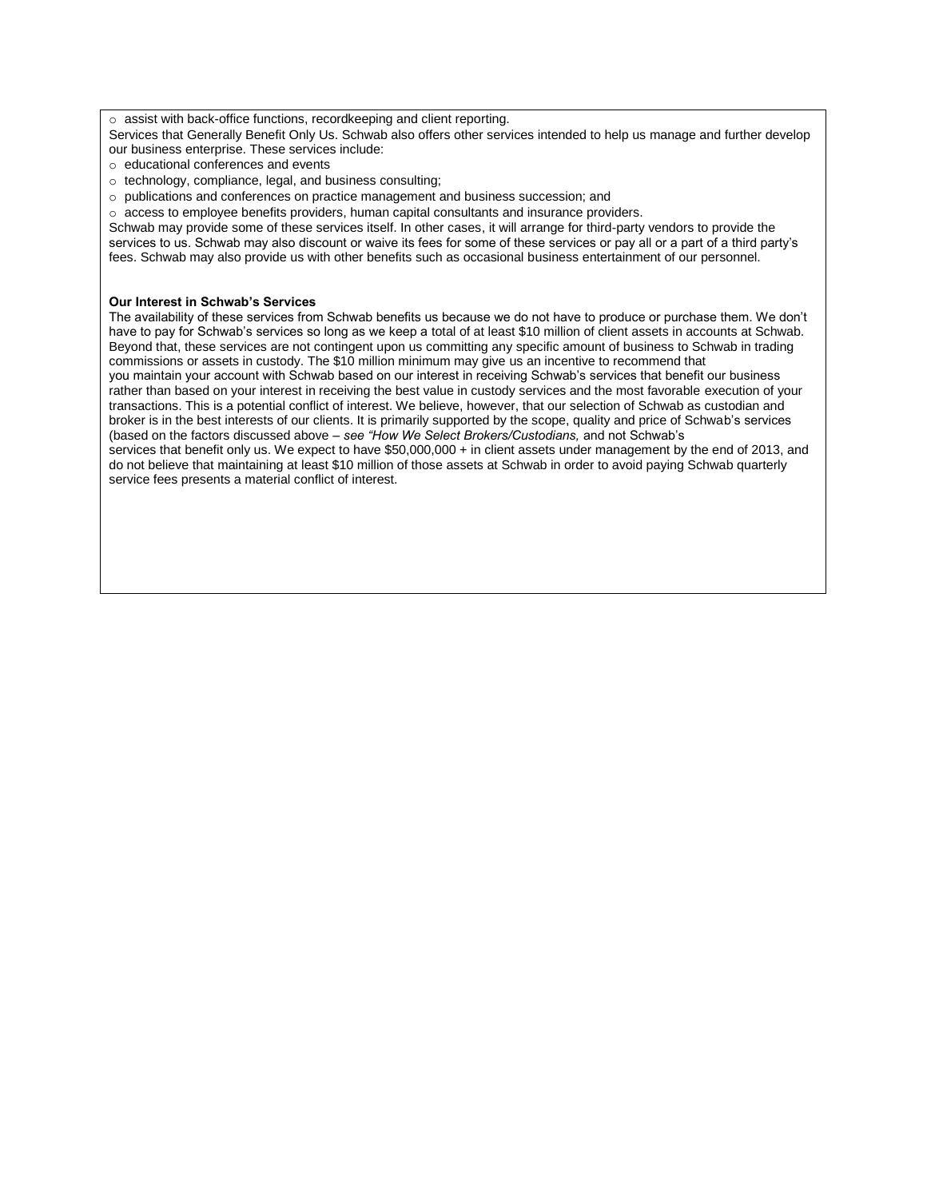- assist with back-office functions, recordkeeping and client reporting.

Services that Generally Benefit Only Us. Schwab also offers other services intended to help us manage and further develop our business enterprise. These services include:

- educational conferences and events
- technology, compliance, legal, and business consulting;
- publications and conferences on practice management and business succession; and
- access to employee benefits providers, human capital consultants and insurance providers.

Schwab may provide some of these services itself. In other cases, it will arrange for third-party vendors to provide the services to us. Schwab may also discount or waive its fees for some of these services or pay all or a part of a third party's fees. Schwab may also provide us with other benefits such as occasional business entertainment of our personnel.

**Our Interest in Schwab's Services**

The availability of these services from Schwab benefits us because we do not have to produce or purchase them. We don't have to pay for Schwab's services so long as we keep a total of at least $10 million of client assets in accounts at Schwab. Beyond that, these services are not contingent upon us committing any specific amount of business to Schwab in trading commissions or assets in custody. The $10 million minimum may give us an incentive to recommend that you maintain your account with Schwab based on our interest in receiving Schwab's services that benefit our business rather than based on your interest in receiving the best value in custody services and the most favorable execution of your transactions. This is a potential conflict of interest. We believe, however, that our selection of Schwab as custodian and broker is in the best interests of our clients. It is primarily supported by the scope, quality and price of Schwab's services (based on the factors discussed above – *see "How We Select Brokers/Custodians,* and not Schwab's services that benefit only us. We expect to have $50,000,000 + in client assets under management by the end of 2013, and do not believe that maintaining at least $10 million of those assets at Schwab in order to avoid paying Schwab quarterly service fees presents a material conflict of interest.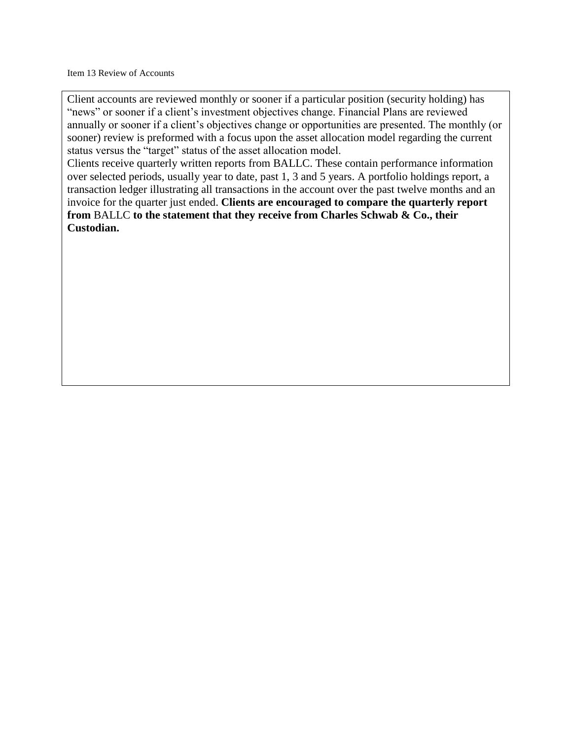## Item 13 Review of Accounts

Client accounts are reviewed monthly or sooner if a particular position (security holding) has "news" or sooner if a client's investment objectives change. Financial Plans are reviewed annually or sooner if a client's objectives change or opportunities are presented. The monthly (or sooner) review is preformed with a focus upon the asset allocation model regarding the current status versus the "target" status of the asset allocation model.

Clients receive quarterly written reports from BALLC. These contain performance information over selected periods, usually year to date, past 1, 3 and 5 years. A portfolio holdings report, a transaction ledger illustrating all transactions in the account over the past twelve months and an invoice for the quarter just ended. **Clients are encouraged to compare the quarterly report from** BALLC **to the statement that they receive from Charles Schwab & Co., their Custodian.**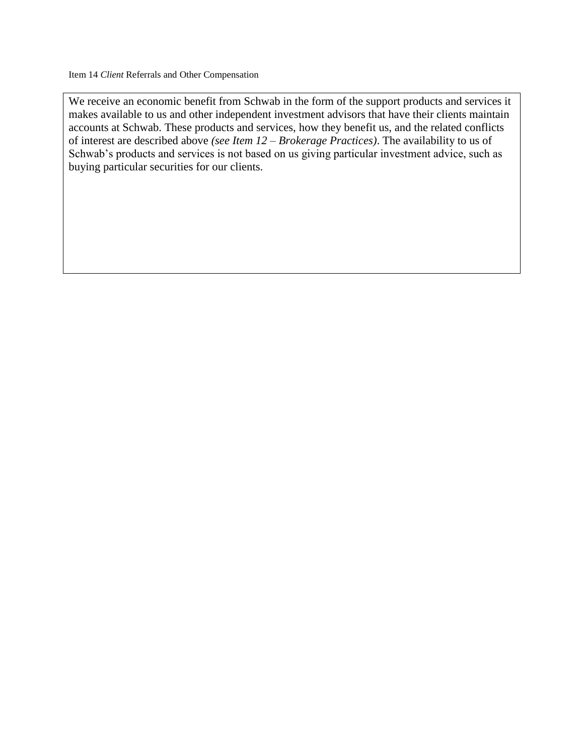## Item 14 *Client* Referrals and Other Compensation

We receive an economic benefit from Schwab in the form of the support products and services it makes available to us and other independent investment advisors that have their clients maintain accounts at Schwab. These products and services, how they benefit us, and the related conflicts of interest are described above *(see Item 12 – Brokerage Practices)*. The availability to us of Schwab's products and services is not based on us giving particular investment advice, such as buying particular securities for our clients.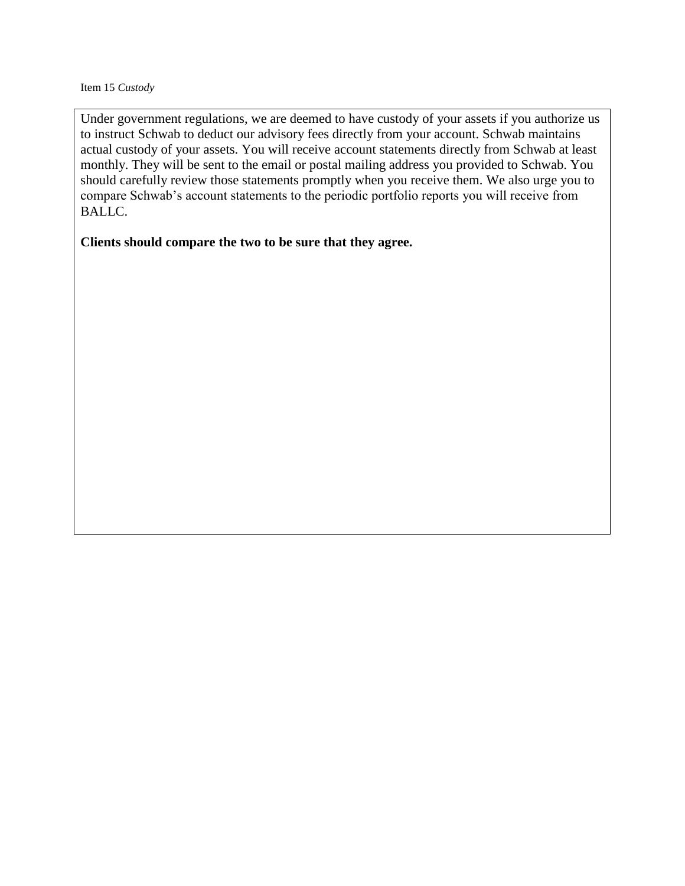Item 15 *Custody*

Under government regulations, we are deemed to have custody of your assets if you authorize us to instruct Schwab to deduct our advisory fees directly from your account. Schwab maintains actual custody of your assets. You will receive account statements directly from Schwab at least monthly. They will be sent to the email or postal mailing address you provided to Schwab. You should carefully review those statements promptly when you receive them. We also urge you to compare Schwab's account statements to the periodic portfolio reports you will receive from BALLC.

**Clients should compare the two to be sure that they agree.**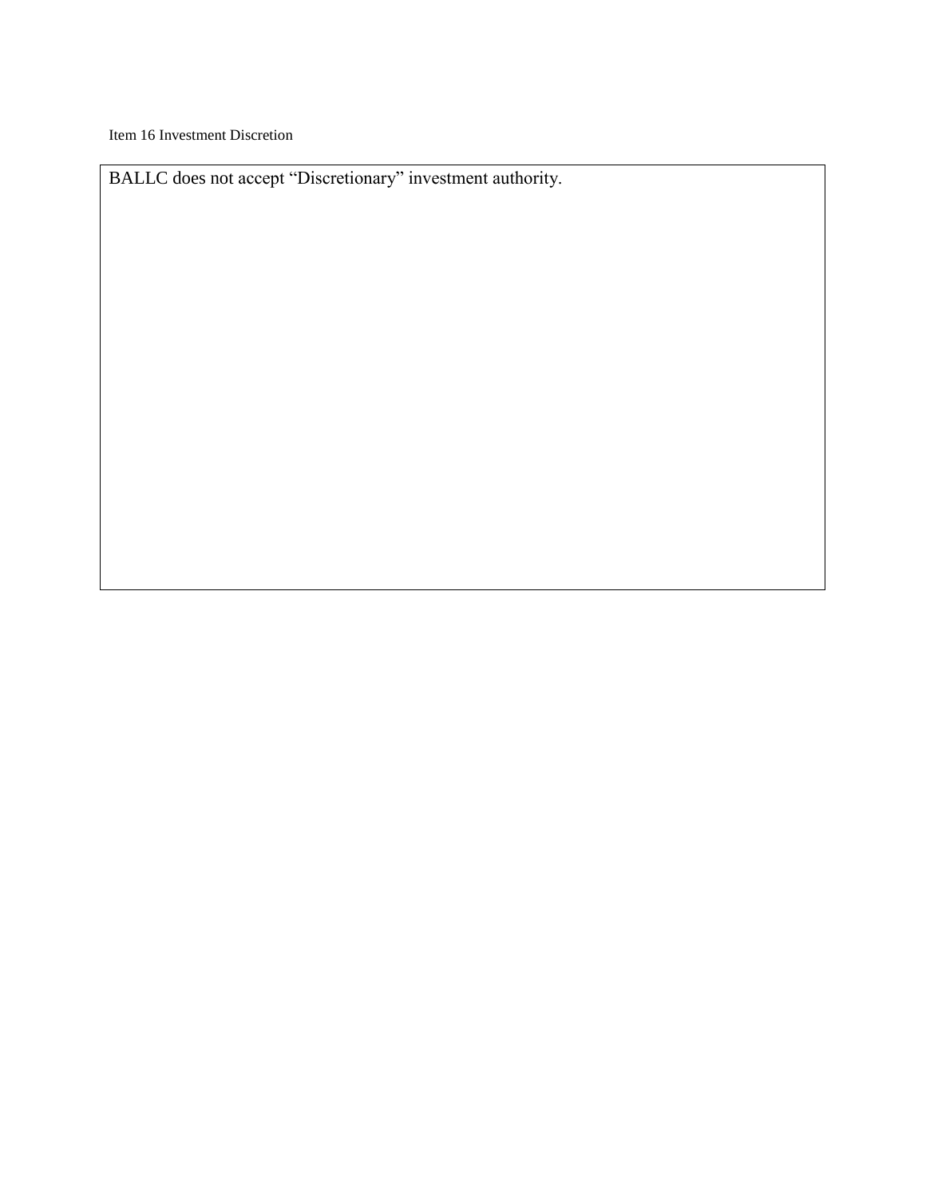Item 16 Investment Discretion

BALLC does not accept “Discretionary” investment authority.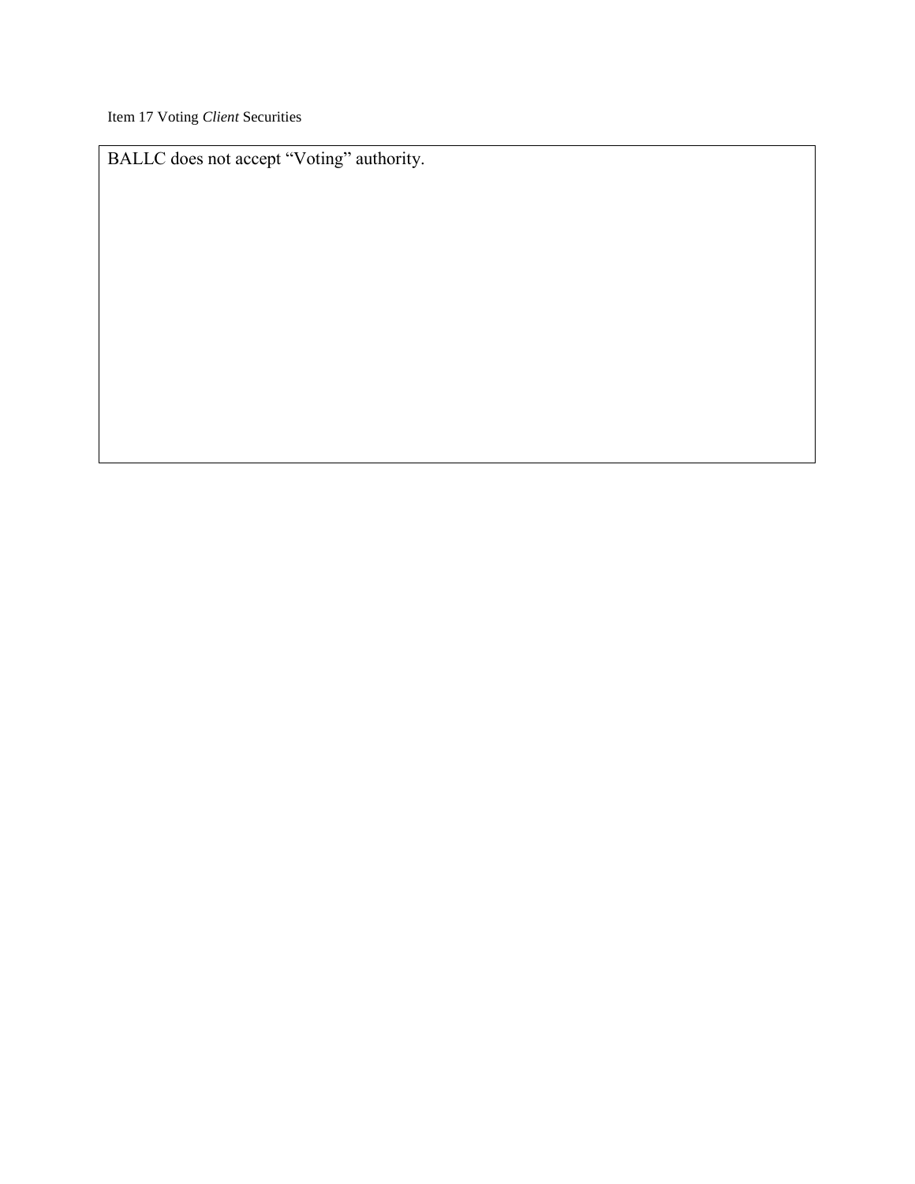## Item 17 Voting *Client* Securities

BALLC does not accept “Voting” authority.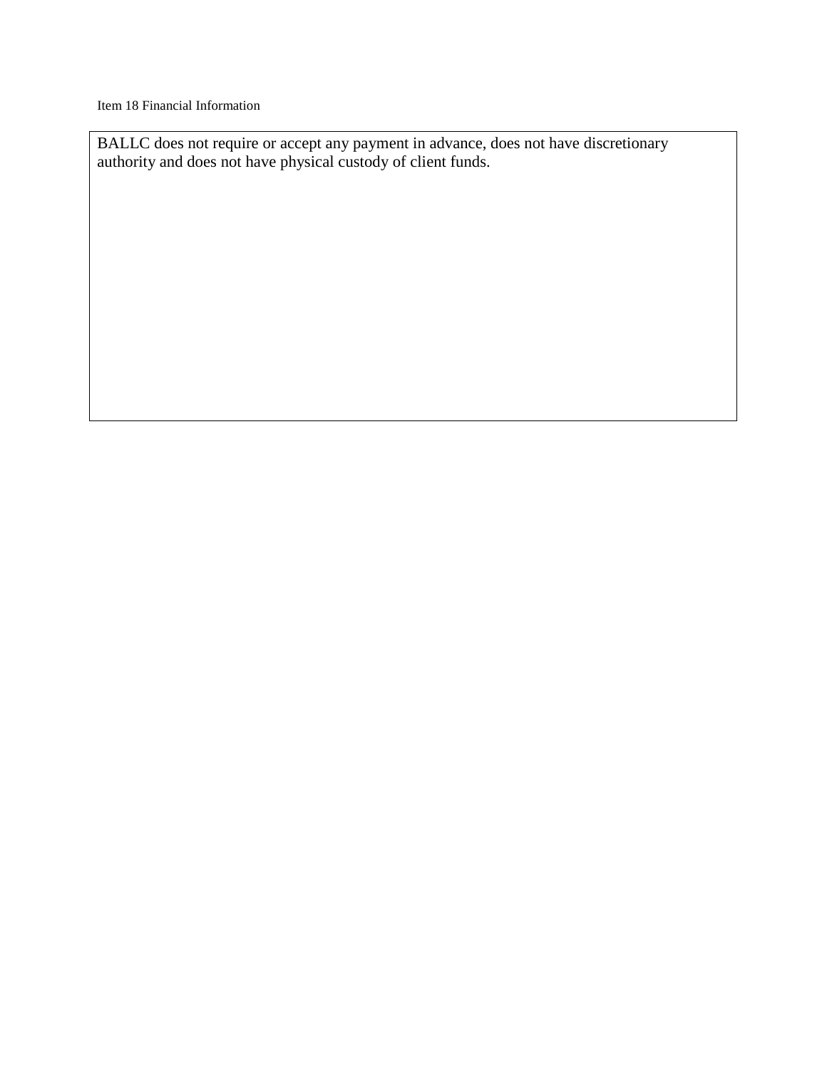## Item 18 Financial Information

BALLC does not require or accept any payment in advance, does not have discretionary authority and does not have physical custody of client funds.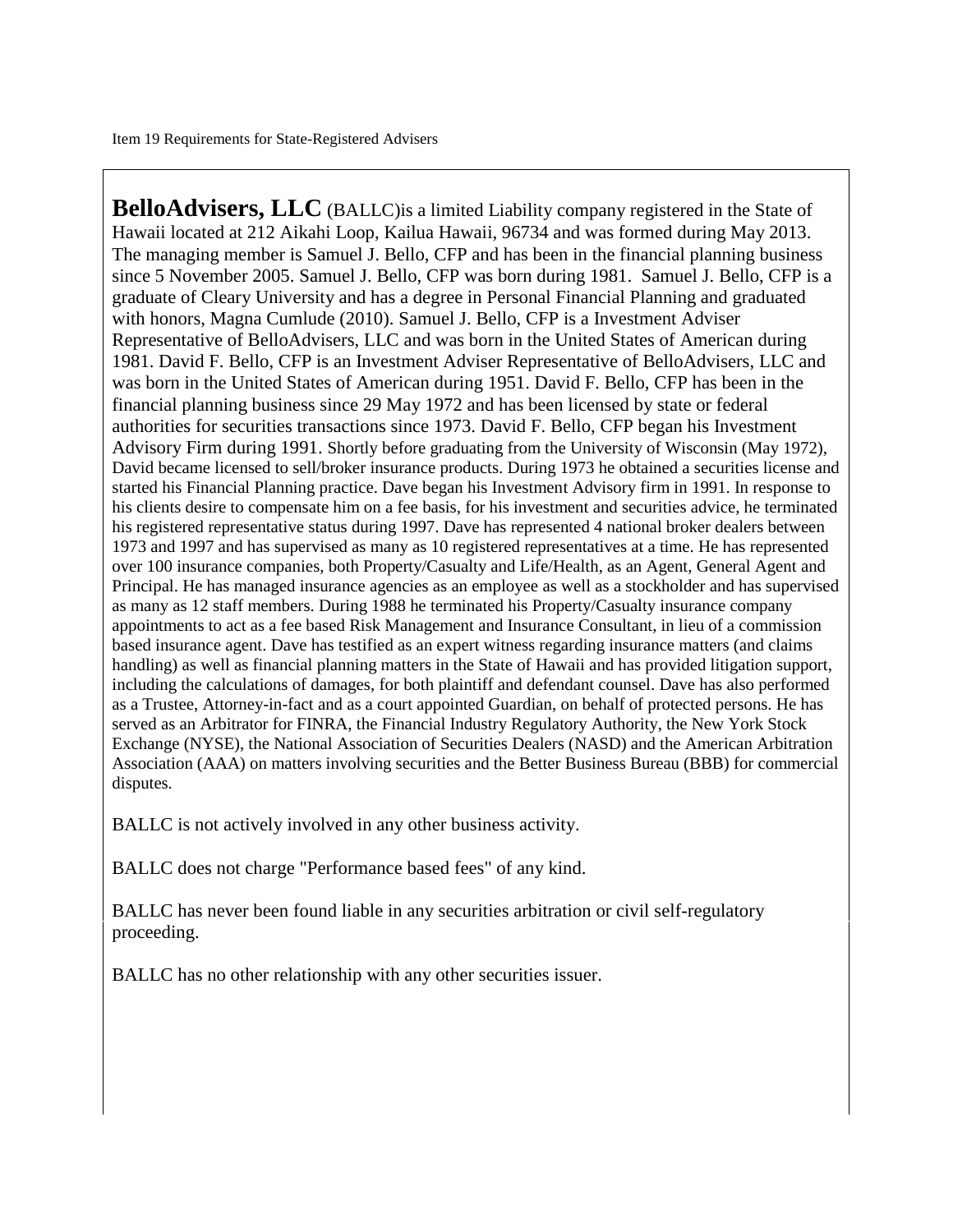Item 19 Requirements for State-Registered Advisers

**BelloAdvisers, LLC** (BALLC)is a limited Liability company registered in the State of Hawaii located at 212 Aikahi Loop, Kailua Hawaii, 96734 and was formed during May 2013. The managing member is Samuel J. Bello, CFP and has been in the financial planning business since 5 November 2005. Samuel J. Bello, CFP was born during 1981. Samuel J. Bello, CFP is a graduate of Cleary University and has a degree in Personal Financial Planning and graduated with honors, Magna Cumlude (2010). Samuel J. Bello, CFP is a Investment Adviser Representative of BelloAdvisers, LLC and was born in the United States of American during 1981. David F. Bello, CFP is an Investment Adviser Representative of BelloAdvisers, LLC and was born in the United States of American during 1951. David F. Bello, CFP has been in the financial planning business since 29 May 1972 and has been licensed by state or federal authorities for securities transactions since 1973. David F. Bello, CFP began his Investment Advisory Firm during 1991. Shortly before graduating from the University of Wisconsin (May 1972), David became licensed to sell/broker insurance products. During 1973 he obtained a securities license and started his Financial Planning practice. Dave began his Investment Advisory firm in 1991. In response to his clients desire to compensate him on a fee basis, for his investment and securities advice, he terminated his registered representative status during 1997. Dave has represented 4 national broker dealers between 1973 and 1997 and has supervised as many as 10 registered representatives at a time. He has represented over 100 insurance companies, both Property/Casualty and Life/Health, as an Agent, General Agent and Principal. He has managed insurance agencies as an employee as well as a stockholder and has supervised as many as 12 staff members. During 1988 he terminated his Property/Casualty insurance company appointments to act as a fee based Risk Management and Insurance Consultant, in lieu of a commission based insurance agent. Dave has testified as an expert witness regarding insurance matters (and claims handling) as well as financial planning matters in the State of Hawaii and has provided litigation support, including the calculations of damages, for both plaintiff and defendant counsel. Dave has also performed as a Trustee, Attorney-in-fact and as a court appointed Guardian, on behalf of protected persons. He has served as an Arbitrator for FINRA, the Financial Industry Regulatory Authority, the New York Stock Exchange (NYSE), the National Association of Securities Dealers (NASD) and the American Arbitration Association (AAA) on matters involving securities and the Better Business Bureau (BBB) for commercial disputes.

BALLC is not actively involved in any other business activity.

BALLC does not charge "Performance based fees" of any kind.

BALLC has never been found liable in any securities arbitration or civil self-regulatory proceeding.

BALLC has no other relationship with any other securities issuer.